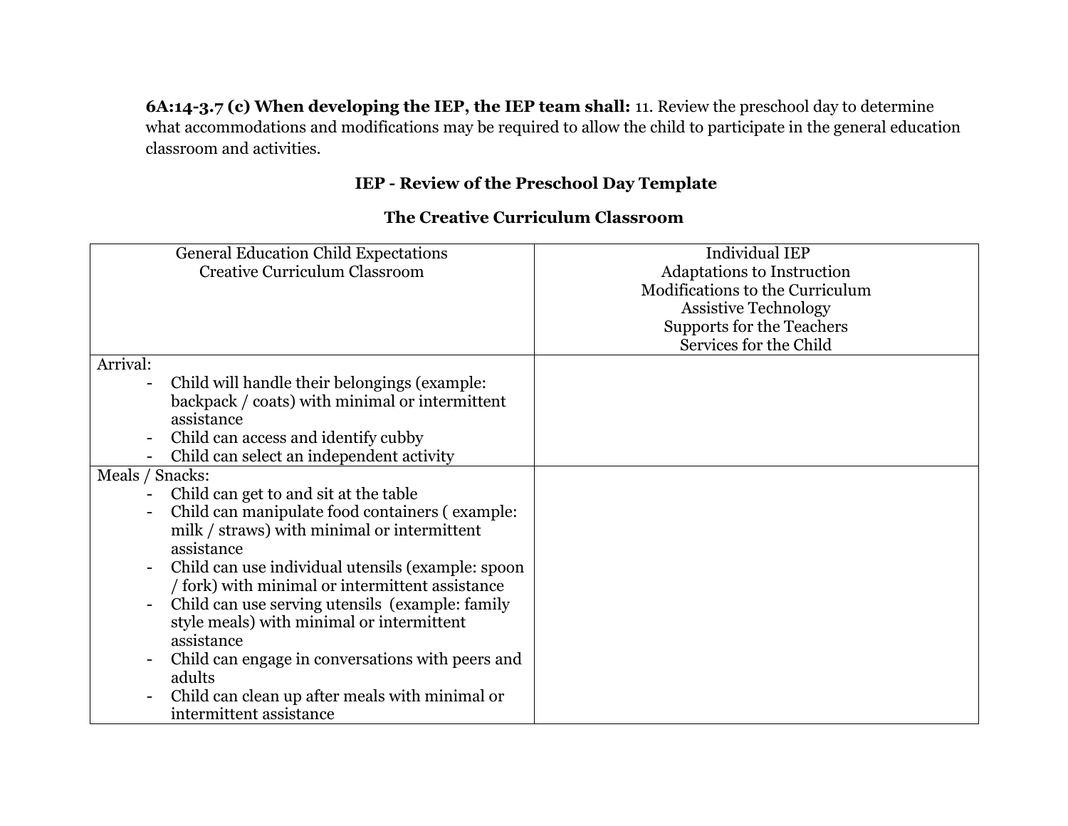**6A:14-3.7 (c) When developing the IEP, the IEP team shall:** 11. Review the preschool day to determine what accommodations and modifications may be required to allow the child to participate in the general education classroom and activities.

## IEP - Review of the Preschool Day Template

## The Creative Curriculum Classroom

| General Education Child Expectations<br>Creative Curriculum Classroom | Individual IEP<br>Adaptations to Instruction<br>Modifications to the Curriculum<br>Assistive Technology<br>Supports for the Teachers<br>Services for the Child |
|---|---|
| Arrival:<br>- Child will handle their belongings (example: backpack / coats) with minimal or intermittent assistance<br>- Child can access and identify cubby<br>- Child can select an independent activity | |
| Meals / Snacks:<br>- Child can get to and sit at the table<br>- Child can manipulate food containers ( example: milk / straws) with minimal or intermittent assistance<br>- Child can use individual utensils (example: spoon / fork) with minimal or intermittent assistance<br>- Child can use serving utensils (example: family style meals) with minimal or intermittent assistance<br>- Child can engage in conversations with peers and adults<br>- Child can clean up after meals with minimal or intermittent assistance | |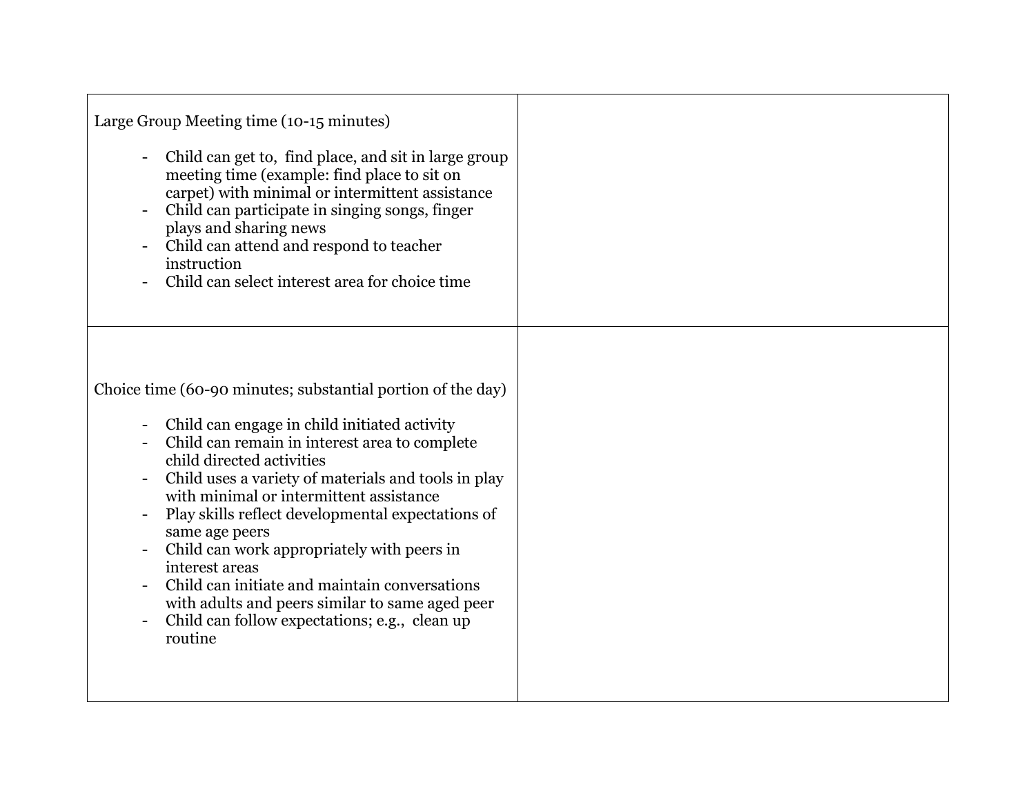| | |
|---|---|
| Large Group Meeting time (10-15 minutes)<br><br>- Child can get to, find place, and sit in large group meeting time (example: find place to sit on carpet) with minimal or intermittent assistance<br>- Child can participate in singing songs, finger plays and sharing news<br>- Child can attend and respond to teacher instruction<br>- Child can select interest area for choice time | |
| Choice time (60-90 minutes; substantial portion of the day)<br><br>- Child can engage in child initiated activity<br>- Child can remain in interest area to complete child directed activities<br>- Child uses a variety of materials and tools in play with minimal or intermittent assistance<br>- Play skills reflect developmental expectations of same age peers<br>- Child can work appropriately with peers in interest areas<br>- Child can initiate and maintain conversations with adults and peers similar to same aged peer<br>- Child can follow expectations; e.g., clean up routine | |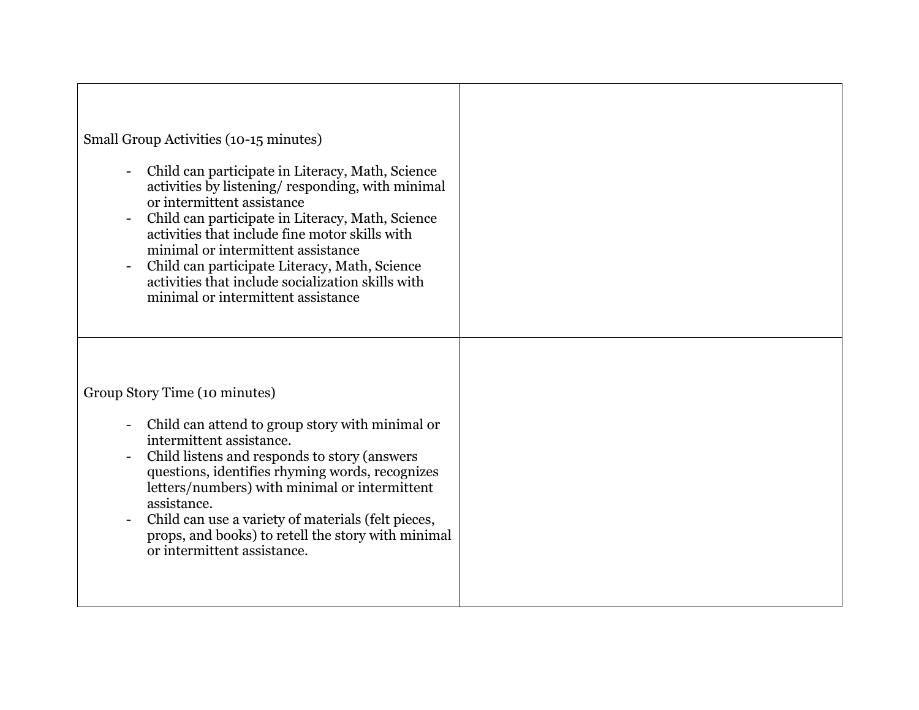| | |
|---|---|
| Small Group Activities (10-15 minutes)<br><br>- Child can participate in Literacy, Math, Science activities by listening/ responding, with minimal or intermittent assistance<br>- Child can participate in Literacy, Math, Science activities that include fine motor skills with minimal or intermittent assistance<br>- Child can participate Literacy, Math, Science activities that include socialization skills with minimal or intermittent assistance | |
| Group Story Time (10 minutes)<br><br>- Child can attend to group story with minimal or intermittent assistance.<br>- Child listens and responds to story (answers questions, identifies rhyming words, recognizes letters/numbers) with minimal or intermittent assistance.<br>- Child can use a variety of materials (felt pieces, props, and books) to retell the story with minimal or intermittent assistance. | |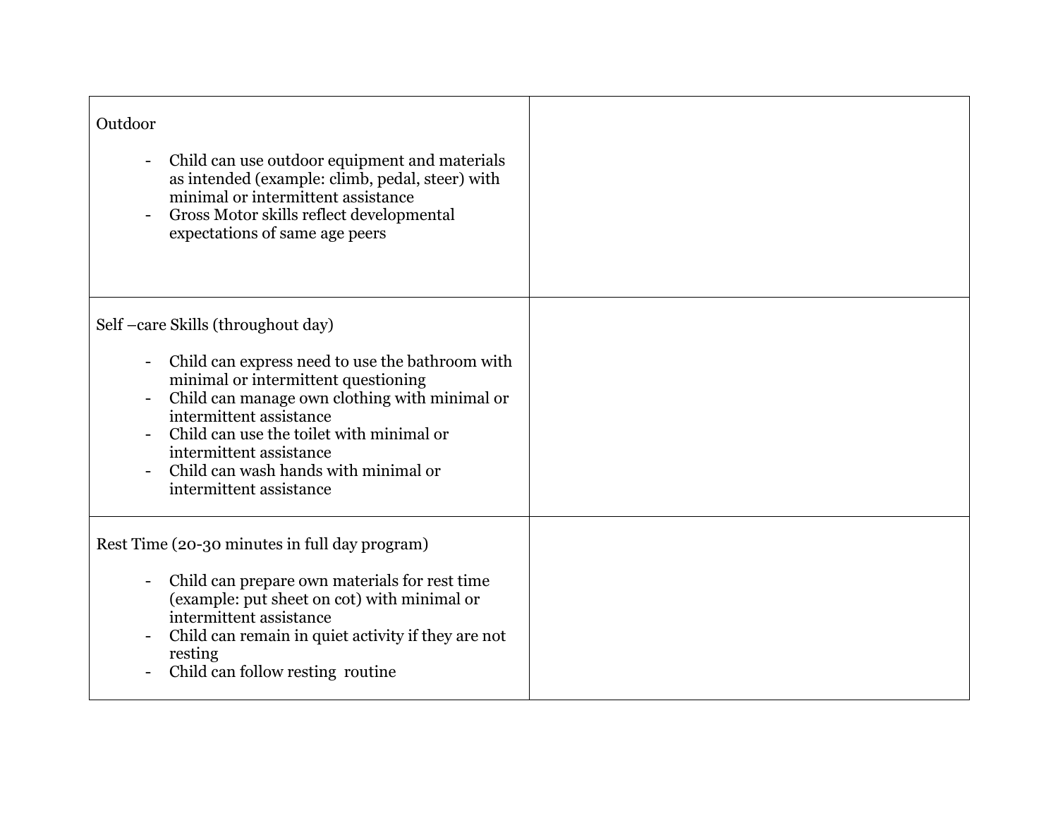| | |
|---|---|
| Outdoor<br><br>- Child can use outdoor equipment and materials as intended (example: climb, pedal, steer) with minimal or intermittent assistance<br>- Gross Motor skills reflect developmental expectations of same age peers | |
| Self –care Skills (throughout day)<br><br>- Child can express need to use the bathroom with minimal or intermittent questioning<br>- Child can manage own clothing with minimal or intermittent assistance<br>- Child can use the toilet with minimal or intermittent assistance<br>- Child can wash hands with minimal or intermittent assistance | |
| Rest Time (20-30 minutes in full day program)<br><br>- Child can prepare own materials for rest time (example: put sheet on cot) with minimal or intermittent assistance<br>- Child can remain in quiet activity if they are not resting<br>- Child can follow resting routine | |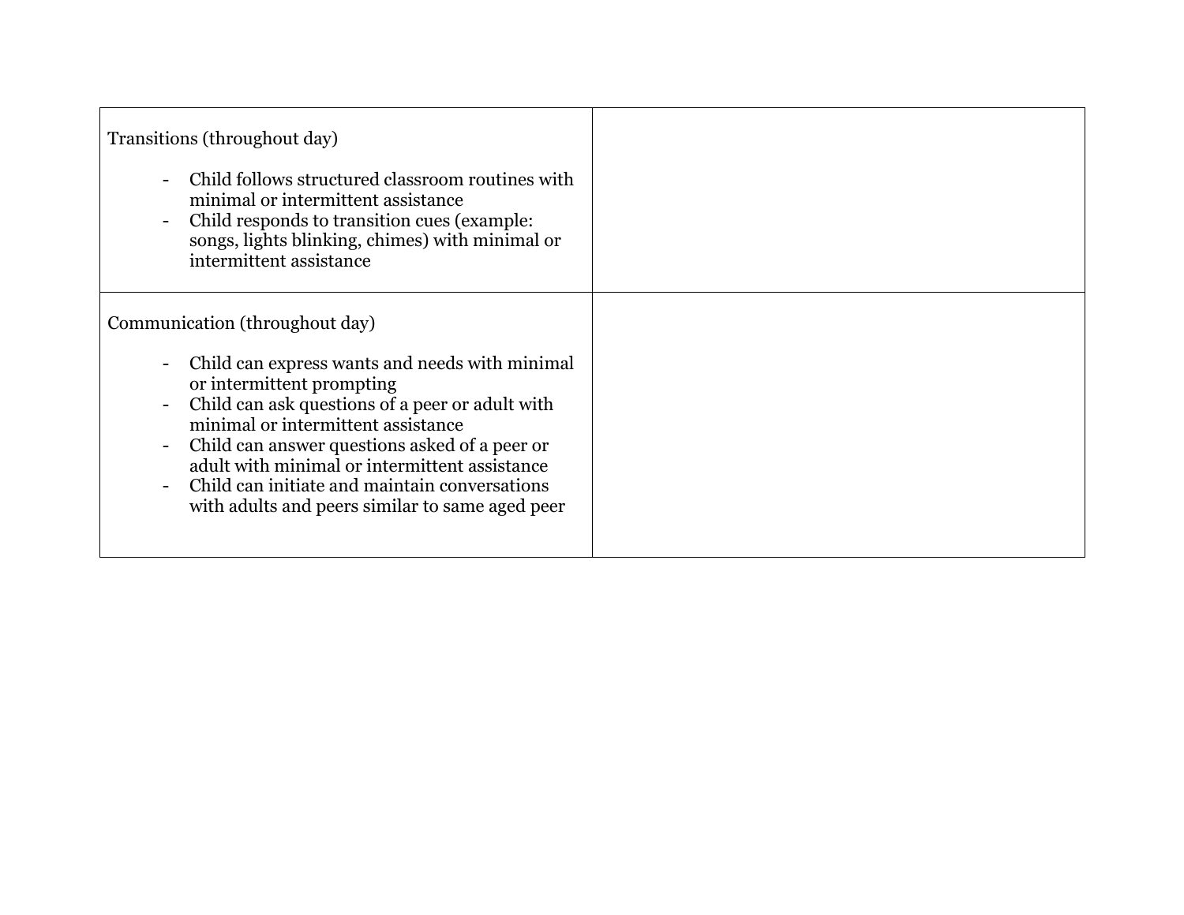| | |
|---|---|
| Transitions (throughout day)<br><br>- Child follows structured classroom routines with minimal or intermittent assistance<br>- Child responds to transition cues (example: songs, lights blinking, chimes) with minimal or intermittent assistance | |
| Communication (throughout day)<br><br>- Child can express wants and needs with minimal or intermittent prompting<br>- Child can ask questions of a peer or adult with minimal or intermittent assistance<br>- Child can answer questions asked of a peer or adult with minimal or intermittent assistance<br>- Child can initiate and maintain conversations with adults and peers similar to same aged peer | |